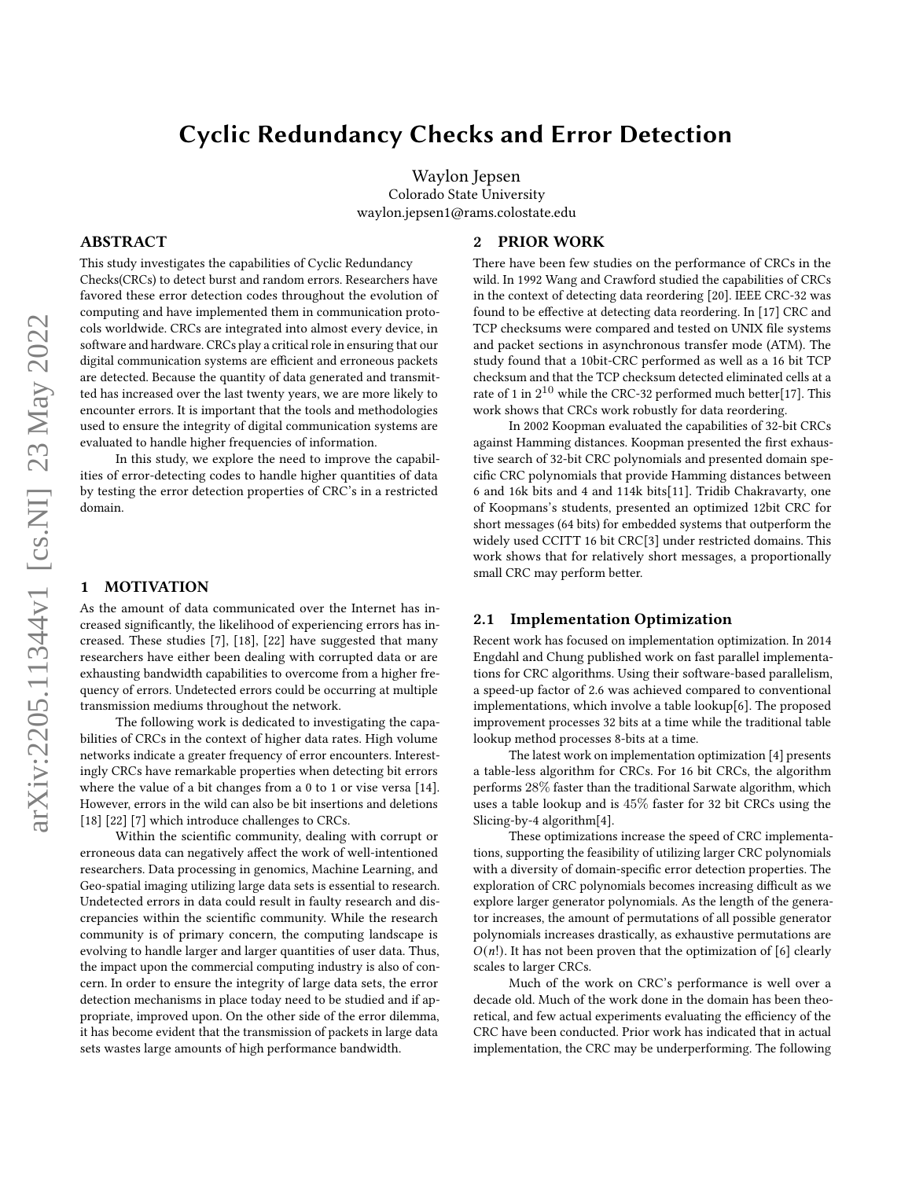# Cyclic Redundancy Checks and Error Detection

Waylon Jepsen
Colorado State University
waylon.jepsen1@rams.colostate.edu

## ABSTRACT

This study investigates the capabilities of Cyclic Redundancy Checks(CRCs) to detect burst and random errors. Researchers have favored these error detection codes throughout the evolution of computing and have implemented them in communication protocols worldwide. CRCs are integrated into almost every device, in software and hardware. CRCs play a critical role in ensuring that our digital communication systems are efficient and erroneous packets are detected. Because the quantity of data generated and transmitted has increased over the last twenty years, we are more likely to encounter errors. It is important that the tools and methodologies used to ensure the integrity of digital communication systems are evaluated to handle higher frequencies of information.

In this study, we explore the need to improve the capabilities of error-detecting codes to handle higher quantities of data by testing the error detection properties of CRC's in a restricted domain.

## 1 MOTIVATION

As the amount of data communicated over the Internet has increased significantly, the likelihood of experiencing errors has increased. These studies [7], [18], [22] have suggested that many researchers have either been dealing with corrupted data or are exhausting bandwidth capabilities to overcome from a higher frequency of errors. Undetected errors could be occurring at multiple transmission mediums throughout the network.

The following work is dedicated to investigating the capabilities of CRCs in the context of higher data rates. High volume networks indicate a greater frequency of error encounters. Interestingly CRCs have remarkable properties when detecting bit errors where the value of a bit changes from a 0 to 1 or vise versa [14]. However, errors in the wild can also be bit insertions and deletions [18] [22] [7] which introduce challenges to CRCs.

Within the scientific community, dealing with corrupt or erroneous data can negatively affect the work of well-intentioned researchers. Data processing in genomics, Machine Learning, and Geo-spatial imaging utilizing large data sets is essential to research. Undetected errors in data could result in faulty research and discrepancies within the scientific community. While the research community is of primary concern, the computing landscape is evolving to handle larger and larger quantities of user data. Thus, the impact upon the commercial computing industry is also of concern. In order to ensure the integrity of large data sets, the error detection mechanisms in place today need to be studied and if appropriate, improved upon. On the other side of the error dilemma, it has become evident that the transmission of packets in large data sets wastes large amounts of high performance bandwidth.

## 2 PRIOR WORK

There have been few studies on the performance of CRCs in the wild. In 1992 Wang and Crawford studied the capabilities of CRCs in the context of detecting data reordering [20]. IEEE CRC-32 was found to be effective at detecting data reordering. In [17] CRC and TCP checksums were compared and tested on UNIX file systems and packet sections in asynchronous transfer mode (ATM). The study found that a 10bit-CRC performed as well as a 16 bit TCP checksum and that the TCP checksum detected eliminated cells at a rate of 1 in $2^{10}$ while the CRC-32 performed much better[17]. This work shows that CRCs work robustly for data reordering.

In 2002 Koopman evaluated the capabilities of 32-bit CRCs against Hamming distances. Koopman presented the first exhaustive search of 32-bit CRC polynomials and presented domain specific CRC polynomials that provide Hamming distances between 6 and 16k bits and 4 and 114k bits[11]. Tridib Chakravarty, one of Koopmans's students, presented an optimized 12bit CRC for short messages (64 bits) for embedded systems that outperform the widely used CCITT 16 bit CRC[3] under restricted domains. This work shows that for relatively short messages, a proportionally small CRC may perform better.

### 2.1 Implementation Optimization

Recent work has focused on implementation optimization. In 2014 Engdahl and Chung published work on fast parallel implementations for CRC algorithms. Using their software-based parallelism, a speed-up factor of 2.6 was achieved compared to conventional implementations, which involve a table lookup[6]. The proposed improvement processes 32 bits at a time while the traditional table lookup method processes 8-bits at a time.

The latest work on implementation optimization [4] presents a table-less algorithm for CRCs. For 16 bit CRCs, the algorithm performs $28\%$ faster than the traditional Sarwate algorithm, which uses a table lookup and is $45\%$ faster for 32 bit CRCs using the Slicing-by-4 algorithm[4].

These optimizations increase the speed of CRC implementations, supporting the feasibility of utilizing larger CRC polynomials with a diversity of domain-specific error detection properties. The exploration of CRC polynomials becomes increasing difficult as we explore larger generator polynomials. As the length of the generator increases, the amount of permutations of all possible generator polynomials increases drastically, as exhaustive permutations are $O(n!)$. It has not been proven that the optimization of [6] clearly scales to larger CRCs.

Much of the work on CRC's performance is well over a decade old. Much of the work done in the domain has been theoretical, and few actual experiments evaluating the efficiency of the CRC have been conducted. Prior work has indicated that in actual implementation, the CRC may be underperforming. The following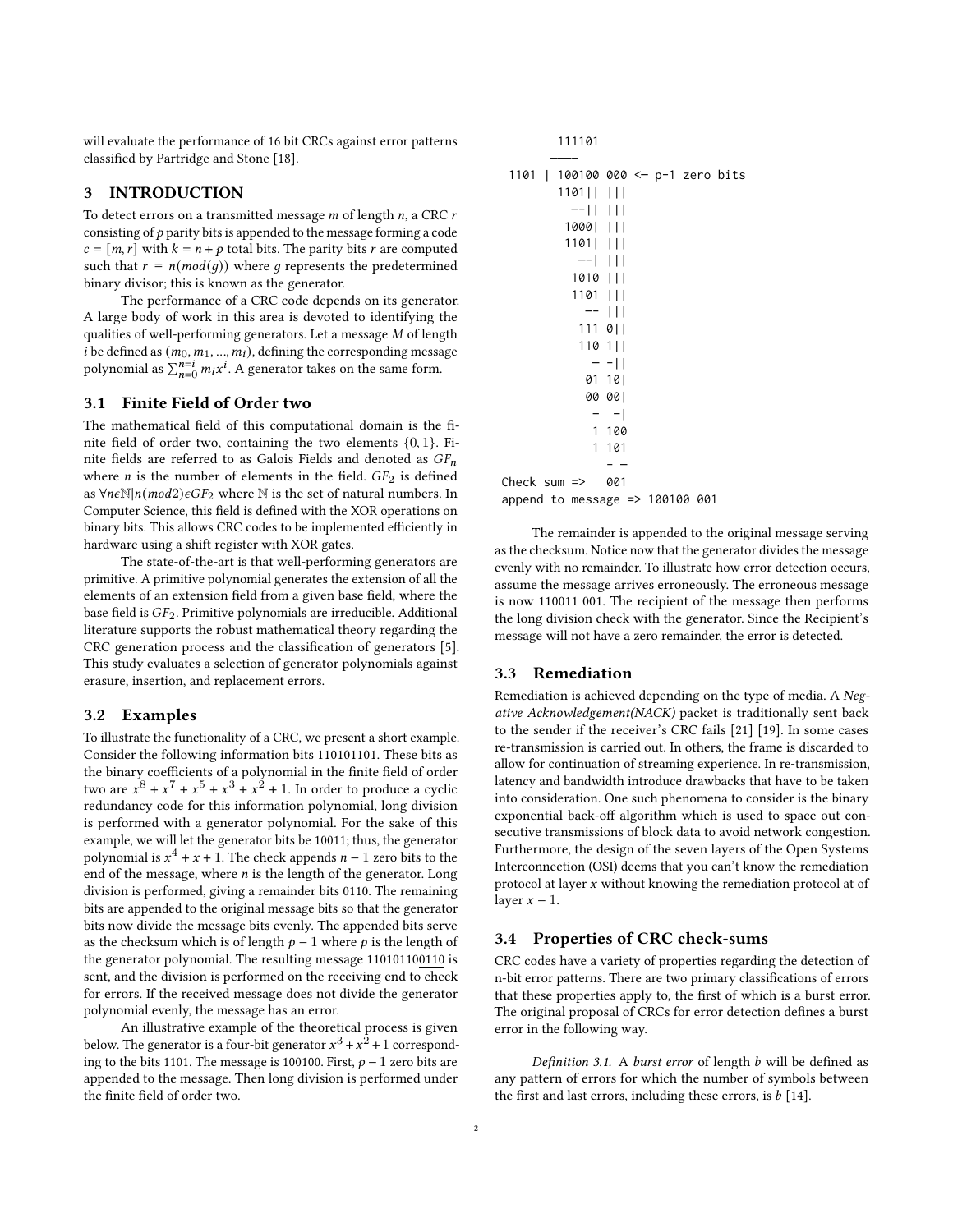will evaluate the performance of 16 bit CRCs against error patterns classified by Partridge and Stone [18].

## 3 INTRODUCTION

To detect errors on a transmitted message $m$ of length $n$, a CRC $r$ consisting of $p$ parity bits is appended to the message forming a code $c = [m, r]$ with $k = n + p$ total bits. The parity bits $r$ are computed such that $r \equiv n(mod(g))$ where $g$ represents the predetermined binary divisor; this is known as the generator.

The performance of a CRC code depends on its generator. A large body of work in this area is devoted to identifying the qualities of well-performing generators. Let a message $M$ of length $i$ be defined as $(m_0, m_1, ..., m_i)$, defining the corresponding message polynomial as $\sum_{n=0}^{n=i} m_i x^i$. A generator takes on the same form.

### 3.1 Finite Field of Order two

The mathematical field of this computational domain is the finite field of order two, containing the two elements $\{0, 1\}$. Finite fields are referred to as Galois Fields and denoted as $GF_n$ where $n$ is the number of elements in the field. $GF_2$ is defined as $\forall n \epsilon \mathbb{N} | n(mod 2) \epsilon GF_2$ where $\mathbb{N}$ is the set of natural numbers. In Computer Science, this field is defined with the XOR operations on binary bits. This allows CRC codes to be implemented efficiently in hardware using a shift register with XOR gates.

The state-of-the-art is that well-performing generators are primitive. A primitive polynomial generates the extension of all the elements of an extension field from a given base field, where the base field is $GF_2$. Primitive polynomials are irreducible. Additional literature supports the robust mathematical theory regarding the CRC generation process and the classification of generators [5]. This study evaluates a selection of generator polynomials against erasure, insertion, and replacement errors.

### 3.2 Examples

To illustrate the functionality of a CRC, we present a short example. Consider the following information bits 110101101. These bits as the binary coefficients of a polynomial in the finite field of order two are $x^8 + x^7 + x^5 + x^3 + x^2 + 1$. In order to produce a cyclic redundancy code for this information polynomial, long division is performed with a generator polynomial. For the sake of this example, we will let the generator bits be 10011; thus, the generator polynomial is $x^4 + x + 1$. The check appends $n - 1$ zero bits to the end of the message, where $n$ is the length of the generator. Long division is performed, giving a remainder bits 0110. The remaining bits are appended to the original message bits so that the generator bits now divide the message bits evenly. The appended bits serve as the checksum which is of length $p - 1$ where $p$ is the length of the generator polynomial. The resulting message 1101011010110 is sent, and the division is performed on the receiving end to check for errors. If the received message does not divide the generator polynomial evenly, the message has an error.

An illustrative example of the theoretical process is given below. The generator is a four-bit generator $x^3 + x^2 + 1$ corresponding to the bits 1101. The message is 100100. First, $p - 1$ zero bits are appended to the message. Then long division is performed under the finite field of order two.

```
        111101
       ———
 1101 | 100100 000 <- p-1 zero bits
        1101|| |||
          --|| |||
         1000| |||
         1101| |||
           --| |||
          1010 |||
          1101 |||
            -- |||
           111 0||
           110 1||
             - -||
            01 10|
            00 00|
             -  -|
             1 100
             1 101
                - -
Check sum =>   001
append to message => 100100 001
```

The remainder is appended to the original message serving as the checksum. Notice now that the generator divides the message evenly with no remainder. To illustrate how error detection occurs, assume the message arrives erroneously. The erroneous message is now 110011 001. The recipient of the message then performs the long division check with the generator. Since the Recipient's message will not have a zero remainder, the error is detected.

### 3.3 Remediation

Remediation is achieved depending on the type of media. A *Negative Acknowledgement(NACK)* packet is traditionally sent back to the sender if the receiver's CRC fails [21] [19]. In some cases re-transmission is carried out. In others, the frame is discarded to allow for continuation of streaming experience. In re-transmission, latency and bandwidth introduce drawbacks that have to be taken into consideration. One such phenomena to consider is the binary exponential back-off algorithm which is used to space out consecutive transmissions of block data to avoid network congestion. Furthermore, the design of the seven layers of the Open Systems Interconnection (OSI) deems that you can't know the remediation protocol at layer $x$ without knowing the remediation protocol at of layer $x - 1$.

### 3.4 Properties of CRC check-sums

CRC codes have a variety of properties regarding the detection of n-bit error patterns. There are two primary classifications of errors that these properties apply to, the first of which is a burst error. The original proposal of CRCs for error detection defines a burst error in the following way.

*Definition 3.1.* A *burst error* of length $b$ will be defined as any pattern of errors for which the number of symbols between the first and last errors, including these errors, is $b$ [14].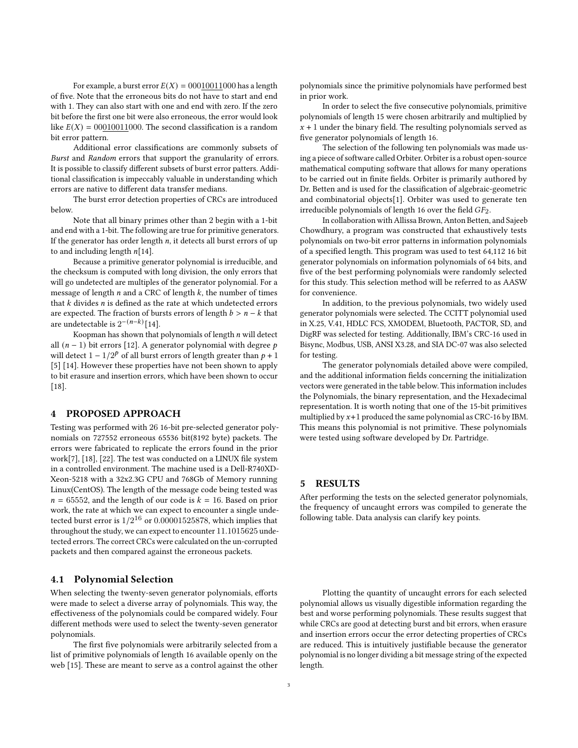For example, a burst error $E(X) = 00\underline{10011}000$ has a length of five. Note that the erroneous bits do not have to start and end with 1. They can also start with one and end with zero. If the zero bit before the first one bit were also erroneous, the error would look like $E(X) = 00\underline{010011}000$. The second classification is a random bit error pattern.

Additional error classifications are commonly subsets of *Burst* and *Random* errors that support the granularity of errors. It is possible to classify different subsets of burst error patters. Additional classification is impeccably valuable in understanding which errors are native to different data transfer medians.

The burst error detection properties of CRCs are introduced below.

Note that all binary primes other than 2 begin with a 1-bit and end with a 1-bit. The following are true for primitive generators. If the generator has order length $n$, it detects all burst errors of up to and including length $n$[14].

Because a primitive generator polynomial is irreducible, and the checksum is computed with long division, the only errors that will go undetected are multiples of the generator polynomial. For a message of length $n$ and a CRC of length $k$, the number of times that $k$ divides $n$ is defined as the rate at which undetected errors are expected. The fraction of bursts errors of length $b > n - k$ that are undetectable is $2^{-(n-k)}$[14].

Koopman has shown that polynomials of length $n$ will detect all $(n - 1)$ bit errors [12]. A generator polynomial with degree $p$ will detect $1 - 1/2^p$ of all burst errors of length greater than $p + 1$ [5] [14]. However these properties have not been shown to apply to bit erasure and insertion errors, which have been shown to occur [18].

## 4 PROPOSED APPROACH

Testing was performed with 26 16-bit pre-selected generator polynomials on 727552 erroneous 65536 bit(8192 byte) packets. The errors were fabricated to replicate the errors found in the prior work[7], [18], [22]. The test was conducted on a LINUX file system in a controlled environment. The machine used is a Dell-R740XD-Xeon-5218 with a 32x2.3G CPU and 768Gb of Memory running Linux(CentOS). The length of the message code being tested was $n = 65552$, and the length of our code is $k = 16$. Based on prior work, the rate at which we can expect to encounter a single undetected burst error is $1/2^{16}$ or 0.00001525878, which implies that throughout the study, we can expect to encounter 11.1015625 undetected errors. The correct CRCs were calculated on the un-corrupted packets and then compared against the erroneous packets.

### 4.1 Polynomial Selection

When selecting the twenty-seven generator polynomials, efforts were made to select a diverse array of polynomials. This way, the effectiveness of the polynomials could be compared widely. Four different methods were used to select the twenty-seven generator polynomials.

The first five polynomials were arbitrarily selected from a list of primitive polynomials of length 16 available openly on the web [15]. These are meant to serve as a control against the other polynomials since the primitive polynomials have performed best in prior work.

In order to select the five consecutive polynomials, primitive polynomials of length 15 were chosen arbitrarily and multiplied by $x + 1$ under the binary field. The resulting polynomials served as five generator polynomials of length 16.

The selection of the following ten polynomials was made using a piece of software called Orbiter. Orbiter is a robust open-source mathematical computing software that allows for many operations to be carried out in finite fields. Orbiter is primarily authored by Dr. Betten and is used for the classification of algebraic-geometric and combinatorial objects[1]. Orbiter was used to generate ten irreducible polynomials of length 16 over the field $GF_2$.

In collaboration with Allissa Brown, Anton Betten, and Sajeeb Chowdhury, a program was constructed that exhaustively tests polynomials on two-bit error patterns in information polynomials of a specified length. This program was used to test 64,112 16 bit generator polynomials on information polynomials of 64 bits, and five of the best performing polynomials were randomly selected for this study. This selection method will be referred to as AASW for convenience.

In addition, to the previous polynomials, two widely used generator polynomials were selected. The CCITT polynomial used in X.25, V.41, HDLC FCS, XMODEM, Bluetooth, PACTOR, SD, and DigRF was selected for testing. Additionally, IBM's CRC-16 used in Bisync, Modbus, USB, ANSI X3.28, and SIA DC-07 was also selected for testing.

The generator polynomials detailed above were compiled, and the additional information fields concerning the initialization vectors were generated in the table below. This information includes the Polynomials, the binary representation, and the Hexadecimal representation. It is worth noting that one of the 15-bit primitives multiplied by $x+1$ produced the same polynomial as CRC-16 by IBM. This means this polynomial is not primitive. These polynomials were tested using software developed by Dr. Partridge.

## 5 RESULTS

After performing the tests on the selected generator polynomials, the frequency of uncaught errors was compiled to generate the following table. Data analysis can clarify key points.

Plotting the quantity of uncaught errors for each selected polynomial allows us visually digestible information regarding the best and worse performing polynomials. These results suggest that while CRCs are good at detecting burst and bit errors, when erasure and insertion errors occur the error detecting properties of CRCs are reduced. This is intuitively justifiable because the generator polynomial is no longer dividing a bit message string of the expected length.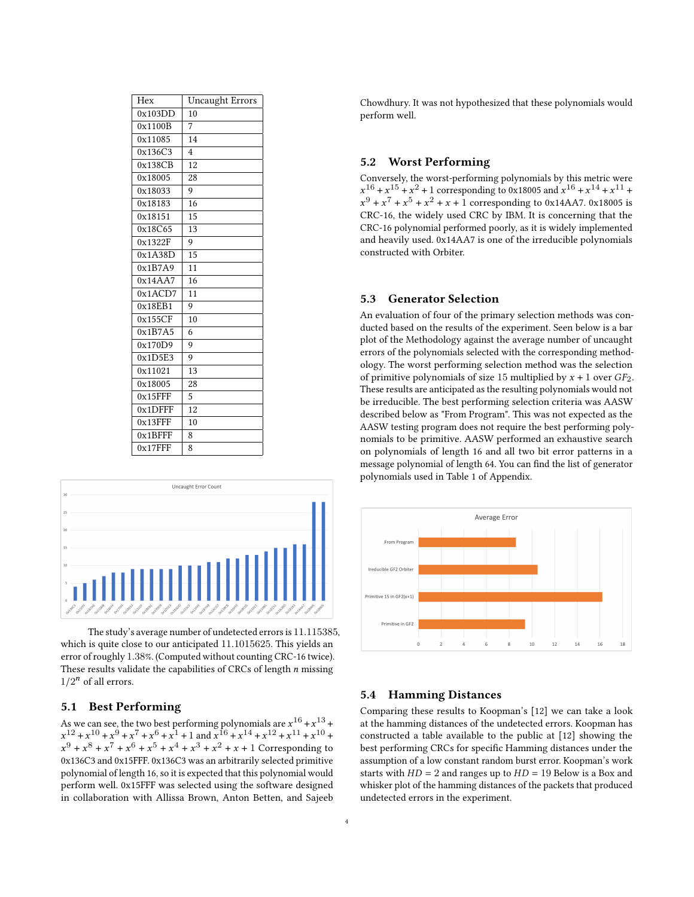| Hex | Uncaught Errors |
| --- | --- |
| 0x103DD | 10 |
| 0x1100B | 7 |
| 0x11085 | 14 |
| 0x136C3 | 4 |
| 0x138CB | 12 |
| 0x18005 | 28 |
| 0x18033 | 9 |
| 0x18183 | 16 |
| 0x18151 | 15 |
| 0x18C65 | 13 |
| 0x1322F | 9 |
| 0x1A38D | 15 |
| 0x1B7A9 | 11 |
| 0x14AA7 | 16 |
| 0x1ACD7 | 11 |
| 0x18EB1 | 9 |
| 0x155CF | 10 |
| 0x1B7A5 | 6 |
| 0x170D9 | 9 |
| 0x1D5E3 | 9 |
| 0x11021 | 13 |
| 0x18005 | 28 |
| 0x15FFF | 5 |
| 0x1DFFF | 12 |
| 0x13FFF | 10 |
| 0x1BFFF | 8 |
| 0x17FFF | 8 |

The study's average number of undetected errors is 11.115385, which is quite close to our anticipated 11.1015625. This yields an error of roughly 1.38%. (Computed without counting CRC-16 twice). These results validate the capabilities of CRCs of length $n$ missing $1/2^n$ of all errors.

### 5.1 Best Performing

As we can see, the two best performing polynomials are $x^{16}+x^{13}+x^{12}+x^{10}+x^9+x^7+x^6+x^1+1$ and $x^{16}+x^{14}+x^{12}+x^{11}+x^{10}+x^9+x^8+x^7+x^6+x^5+x^4+x^3+x^2+x+1$ Corresponding to 0x136C3 and 0x15FFF. 0x136C3 was an arbitrarily selected primitive polynomial of length 16, so it is expected that this polynomial would perform well. 0x15FFF was selected using the software designed in collaboration with Allissa Brown, Anton Betten, and Sajeeb Chowdhury. It was not hypothesized that these polynomials would perform well.

### 5.2 Worst Performing

Conversely, the worst-performing polynomials by this metric were $x^{16}+x^{15}+x^2+1$ corresponding to 0x18005 and $x^{16}+x^{14}+x^{11}+x^9+x^7+x^5+x^2+x+1$ corresponding to 0x14AA7. 0x18005 is CRC-16, the widely used CRC by IBM. It is concerning that the CRC-16 polynomial performed poorly, as it is widely implemented and heavily used. 0x14AA7 is one of the irreducible polynomials constructed with Orbiter.

### 5.3 Generator Selection

An evaluation of four of the primary selection methods was conducted based on the results of the experiment. Seen below is a bar plot of the Methodology against the average number of uncaught errors of the polynomials selected with the corresponding methodology. The worst performing selection method was the selection of primitive polynomials of size 15 multiplied by $x+1$ over $GF_2$. These results are anticipated as the resulting polynomials would not be irreducible. The best performing selection criteria was AASW described below as "From Program". This was not expected as the AASW testing program does not require the best performing polynomials to be primitive. AASW performed an exhaustive search on polynomials of length 16 and all two bit error patterns in a message polynomial of length 64. You can find the list of generator polynomials used in Table 1 of Appendix.

### 5.4 Hamming Distances

Comparing these results to Koopman's [12] we can take a look at the hamming distances of the undetected errors. Koopman has constructed a table available to the public at [12] showing the best performing CRCs for specific Hamming distances under the assumption of a low constant random burst error. Koopman's work starts with $HD=2$ and ranges up to $HD=19$ Below is a Box and whisker plot of the hamming distances of the packets that produced undetected errors in the experiment.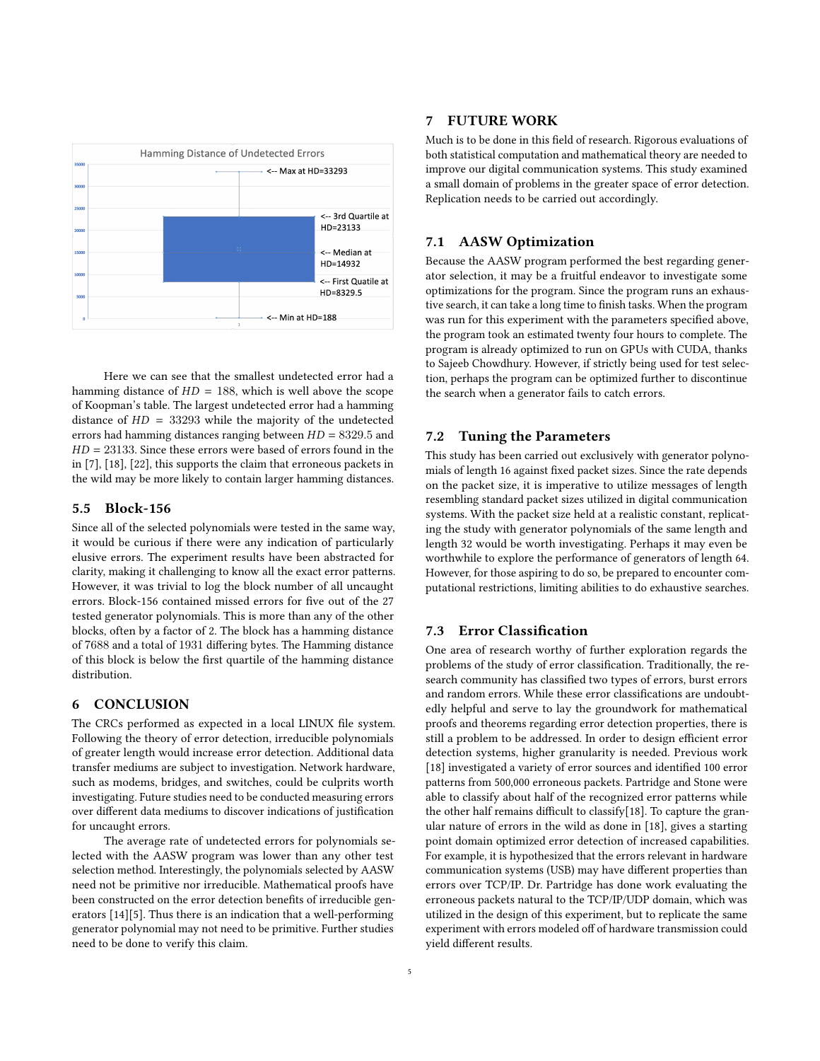Here we can see that the smallest undetected error had a hamming distance of $HD = 188$, which is well above the scope of Koopman's table. The largest undetected error had a hamming distance of $HD = 33293$ while the majority of the undetected errors had hamming distances ranging between $HD = 8329.5$ and $HD = 23133$. Since these errors were based of errors found in the in [7], [18], [22], this supports the claim that erroneous packets in the wild may be more likely to contain larger hamming distances.

## 5.5 Block-156

Since all of the selected polynomials were tested in the same way, it would be curious if there were any indication of particularly elusive errors. The experiment results have been abstracted for clarity, making it challenging to know all the exact error patterns. However, it was trivial to log the block number of all uncaught errors. Block-156 contained missed errors for five out of the 27 tested generator polynomials. This is more than any of the other blocks, often by a factor of 2. The block has a hamming distance of 7688 and a total of 1931 differing bytes. The Hamming distance of this block is below the first quartile of the hamming distance distribution.

# 6 CONCLUSION

The CRCs performed as expected in a local LINUX file system. Following the theory of error detection, irreducible polynomials of greater length would increase error detection. Additional data transfer mediums are subject to investigation. Network hardware, such as modems, bridges, and switches, could be culprits worth investigating. Future studies need to be conducted measuring errors over different data mediums to discover indications of justification for uncaught errors.

The average rate of undetected errors for polynomials selected with the AASW program was lower than any other test selection method. Interestingly, the polynomials selected by AASW need not be primitive nor irreducible. Mathematical proofs have been constructed on the error detection benefits of irreducible generators [14][5]. Thus there is an indication that a well-performing generator polynomial may not need to be primitive. Further studies need to be done to verify this claim.

# 7 FUTURE WORK

Much is to be done in this field of research. Rigorous evaluations of both statistical computation and mathematical theory are needed to improve our digital communication systems. This study examined a small domain of problems in the greater space of error detection. Replication needs to be carried out accordingly.

## 7.1 AASW Optimization

Because the AASW program performed the best regarding generator selection, it may be a fruitful endeavor to investigate some optimizations for the program. Since the program runs an exhaustive search, it can take a long time to finish tasks. When the program was run for this experiment with the parameters specified above, the program took an estimated twenty four hours to complete. The program is already optimized to run on GPUs with CUDA, thanks to Sajeeb Chowdhury. However, if strictly being used for test selection, perhaps the program can be optimized further to discontinue the search when a generator fails to catch errors.

## 7.2 Tuning the Parameters

This study has been carried out exclusively with generator polynomials of length 16 against fixed packet sizes. Since the rate depends on the packet size, it is imperative to utilize messages of length resembling standard packet sizes utilized in digital communication systems. With the packet size held at a realistic constant, replicating the study with generator polynomials of the same length and length 32 would be worth investigating. Perhaps it may even be worthwhile to explore the performance of generators of length 64. However, for those aspiring to do so, be prepared to encounter computational restrictions, limiting abilities to do exhaustive searches.

## 7.3 Error Classification

One area of research worthy of further exploration regards the problems of the study of error classification. Traditionally, the research community has classified two types of errors, burst errors and random errors. While these error classifications are undoubtedly helpful and serve to lay the groundwork for mathematical proofs and theorems regarding error detection properties, there is still a problem to be addressed. In order to design efficient error detection systems, higher granularity is needed. Previous work [18] investigated a variety of error sources and identified 100 error patterns from 500,000 erroneous packets. Partridge and Stone were able to classify about half of the recognized error patterns while the other half remains difficult to classify[18]. To capture the granular nature of errors in the wild as done in [18], gives a starting point domain optimized error detection of increased capabilities. For example, it is hypothesized that the errors relevant in hardware communication systems (USB) may have different properties than errors over TCP/IP. Dr. Partridge has done work evaluating the erroneous packets natural to the TCP/IP/UDP domain, which was utilized in the design of this experiment, but to replicate the same experiment with errors modeled off of hardware transmission could yield different results.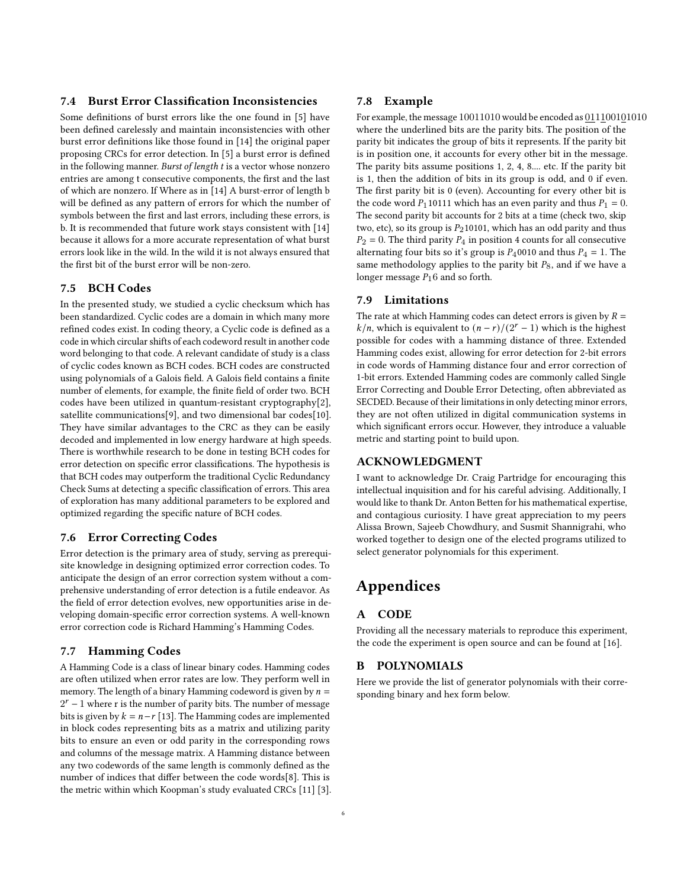### 7.4 Burst Error Classification Inconsistencies

Some definitions of burst errors like the one found in [5] have been defined carelessly and maintain inconsistencies with other burst error definitions like those found in [14] the original paper proposing CRCs for error detection. In [5] a burst error is defined in the following manner. *Burst of length t* is a vector whose nonzero entries are among t consecutive components, the first and the last of which are nonzero. If Where as in [14] A burst-error of length b will be defined as any pattern of errors for which the number of symbols between the first and last errors, including these errors, is b. It is recommended that future work stays consistent with [14] because it allows for a more accurate representation of what burst errors look like in the wild. In the wild it is not always ensured that the first bit of the burst error will be non-zero.

### 7.5 BCH Codes

In the presented study, we studied a cyclic checksum which has been standardized. Cyclic codes are a domain in which many more refined codes exist. In coding theory, a Cyclic code is defined as a code in which circular shifts of each codeword result in another code word belonging to that code. A relevant candidate of study is a class of cyclic codes known as BCH codes. BCH codes are constructed using polynomials of a Galois field. A Galois field contains a finite number of elements, for example, the finite field of order two. BCH codes have been utilized in quantum-resistant cryptography[2], satellite communications[9], and two dimensional bar codes[10]. They have similar advantages to the CRC as they can be easily decoded and implemented in low energy hardware at high speeds. There is worthwhile research to be done in testing BCH codes for error detection on specific error classifications. The hypothesis is that BCH codes may outperform the traditional Cyclic Redundancy Check Sums at detecting a specific classification of errors. This area of exploration has many additional parameters to be explored and optimized regarding the specific nature of BCH codes.

### 7.6 Error Correcting Codes

Error detection is the primary area of study, serving as prerequisite knowledge in designing optimized error correction codes. To anticipate the design of an error correction system without a comprehensive understanding of error detection is a futile endeavor. As the field of error detection evolves, new opportunities arise in developing domain-specific error correction systems. A well-known error correction code is Richard Hamming's Hamming Codes.

### 7.7 Hamming Codes

A Hamming Code is a class of linear binary codes. Hamming codes are often utilized when error rates are low. They perform well in memory. The length of a binary Hamming codeword is given by $n = 2^r - 1$ where r is the number of parity bits. The number of message bits is given by $k = n - r$ [13]. The Hamming codes are implemented in block codes representing bits as a matrix and utilizing parity bits to ensure an even or odd parity in the corresponding rows and columns of the message matrix. A Hamming distance between any two codewords of the same length is commonly defined as the number of indices that differ between the code words[8]. This is the metric within which Koopman's study evaluated CRCs [11] [3].

### 7.8 Example

For example, the message 10011010 would be encoded as $\underline{0}\underline{1}1\underline{1}001\underline{0}1010$ where the underlined bits are the parity bits. The position of the parity bit indicates the group of bits it represents. If the parity bit is in position one, it accounts for every other bit in the message. The parity bits assume positions 1, 2, 4, 8.... etc. If the parity bit is 1, then the addition of bits in its group is odd, and 0 if even. The first parity bit is 0 (even). Accounting for every other bit is the code word $P_1$10111 which has an even parity and thus $P_1 = 0$. The second parity bit accounts for 2 bits at a time (check two, skip two, etc), so its group is $P_2$10101, which has an odd parity and thus $P_2 = 0$. The third parity $P_4$ in position 4 counts for all consecutive alternating four bits so it's group is $P_4$0010 and thus $P_4 = 1$. The same methodology applies to the parity bit $P_8$, and if we have a longer message $P_16$ and so forth.

### 7.9 Limitations

The rate at which Hamming codes can detect errors is given by $R = k/n$, which is equivalent to $(n - r)/(2^r - 1)$ which is the highest possible for codes with a hamming distance of three. Extended Hamming codes exist, allowing for error detection for 2-bit errors in code words of Hamming distance four and error correction of 1-bit errors. Extended Hamming codes are commonly called Single Error Correcting and Double Error Detecting, often abbreviated as SECDED. Because of their limitations in only detecting minor errors, they are not often utilized in digital communication systems in which significant errors occur. However, they introduce a valuable metric and starting point to build upon.

## ACKNOWLEDGMENT

I want to acknowledge Dr. Craig Partridge for encouraging this intellectual inquisition and for his careful advising. Additionally, I would like to thank Dr. Anton Betten for his mathematical expertise, and contagious curiosity. I have great appreciation to my peers Alissa Brown, Sajeeb Chowdhury, and Susmit Shannigrahi, who worked together to design one of the elected programs utilized to select generator polynomials for this experiment.

# Appendices

## A CODE

Providing all the necessary materials to reproduce this experiment, the code the experiment is open source and can be found at [16].

## B POLYNOMIALS

Here we provide the list of generator polynomials with their corresponding binary and hex form below.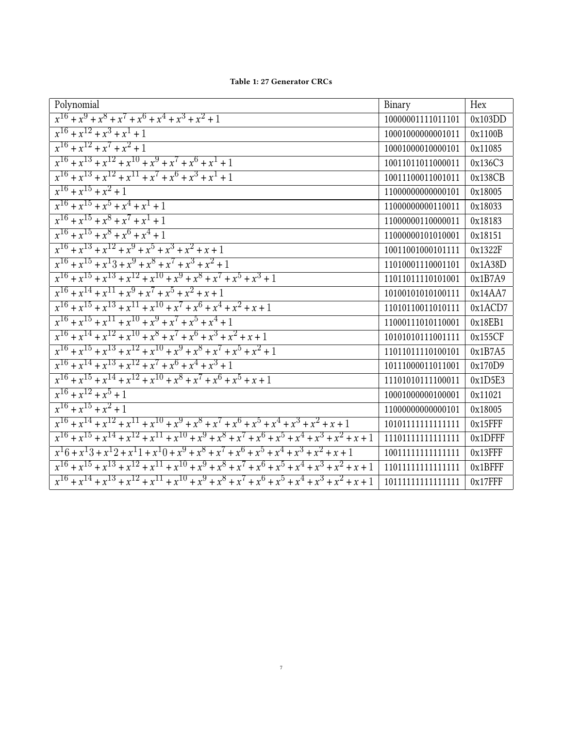**Table 1: 27 Generator CRCs**

| Polynomial | Binary | Hex |
|---|---|---|
| $x^{16}+x^{9}+x^{8}+x^{7}+x^{6}+x^{4}+x^{3}+x^{2}+1$ | 10000001111011101 | 0x103DD |
| $x^{16}+x^{12}+x^{3}+x^{1}+1$ | 10001000000001011 | 0x1100B |
| $x^{16}+x^{12}+x^{7}+x^{2}+1$ | 10001000010000101 | 0x11085 |
| $x^{16}+x^{13}+x^{12}+x^{10}+x^{9}+x^{7}+x^{6}+x^{1}+1$ | 10011011011000011 | 0x136C3 |
| $x^{16}+x^{13}+x^{12}+x^{11}+x^{7}+x^{6}+x^{3}+x^{1}+1$ | 10011100011001011 | 0x138CB |
| $x^{16}+x^{15}+x^{2}+1$ | 11000000000000101 | 0x18005 |
| $x^{16}+x^{15}+x^{5}+x^{4}+x^{1}+1$ | 11000000000110011 | 0x18033 |
| $x^{16}+x^{15}+x^{8}+x^{7}+x^{1}+1$ | 11000000110000011 | 0x18183 |
| $x^{16}+x^{15}+x^{8}+x^{6}+x^{4}+1$ | 11000000101010001 | 0x18151 |
| $x^{16}+x^{13}+x^{12}+x^{9}+x^{5}+x^{3}+x^{2}+x+1$ | 10011001000101111 | 0x1322F |
| $x^{16}+x^{15}+x^{1}3+x^{9}+x^{8}+x^{7}+x^{3}+x^{2}+1$ | 11010001110001101 | 0x1A38D |
| $x^{16}+x^{15}+x^{13}+x^{12}+x^{10}+x^{9}+x^{8}+x^{7}+x^{5}+x^{3}+1$ | 11011011110101001 | 0x1B7A9 |
| $x^{16}+x^{14}+x^{11}+x^{9}+x^{7}+x^{5}+x^{2}+x+1$ | 10100101010100111 | 0x14AA7 |
| $x^{16}+x^{15}+x^{13}+x^{11}+x^{10}+x^{7}+x^{6}+x^{4}+x^{2}+x+1$ | 11010110011010111 | 0x1ACD7 |
| $x^{16}+x^{15}+x^{11}+x^{10}+x^{9}+x^{7}+x^{5}+x^{4}+1$ | 11000111010110001 | 0x18EB1 |
| $x^{16}+x^{14}+x^{12}+x^{10}+x^{8}+x^{7}+x^{6}+x^{3}+x^{2}+x+1$ | 10101010111001111 | 0x155CF |
| $x^{16}+x^{15}+x^{13}+x^{12}+x^{10}+x^{9}+x^{8}+x^{7}+x^{5}+x^{2}+1$ | 11011011110100101 | 0x1B7A5 |
| $x^{16}+x^{14}+x^{13}+x^{12}+x^{7}+x^{6}+x^{4}+x^{3}+1$ | 10111000011011001 | 0x170D9 |
| $x^{16}+x^{15}+x^{14}+x^{12}+x^{10}+x^{8}+x^{7}+x^{6}+x^{5}+x+1$ | 11101010111100011 | 0x1D5E3 |
| $x^{16}+x^{12}+x^{5}+1$ | 10001000000100001 | 0x11021 |
| $x^{16}+x^{15}+x^{2}+1$ | 11000000000000101 | 0x18005 |
| $x^{16}+x^{14}+x^{12}+x^{11}+x^{10}+x^{9}+x^{8}+x^{7}+x^{6}+x^{5}+x^{4}+x^{3}+x^{2}+x+1$ | 10101111111111111 | 0x15FFF |
| $x^{16}+x^{15}+x^{14}+x^{12}+x^{11}+x^{10}+x^{9}+x^{8}+x^{7}+x^{6}+x^{5}+x^{4}+x^{3}+x^{2}+x+1$ | 11101111111111111 | 0x1DFFF |
| $x^{1}6+x^{1}3+x^{1}2+x^{1}1+x^{1}0+x^{9}+x^{8}+x^{7}+x^{6}+x^{5}+x^{4}+x^{3}+x^{2}+x+1$ | 10011111111111111 | 0x13FFF |
| $x^{16}+x^{15}+x^{13}+x^{12}+x^{11}+x^{10}+x^{9}+x^{8}+x^{7}+x^{6}+x^{5}+x^{4}+x^{3}+x^{2}+x+1$ | 11011111111111111 | 0x1BFFF |
| $x^{16}+x^{14}+x^{13}+x^{12}+x^{11}+x^{10}+x^{9}+x^{8}+x^{7}+x^{6}+x^{5}+x^{4}+x^{3}+x^{2}+x+1$ | 10111111111111111 | 0x17FFF |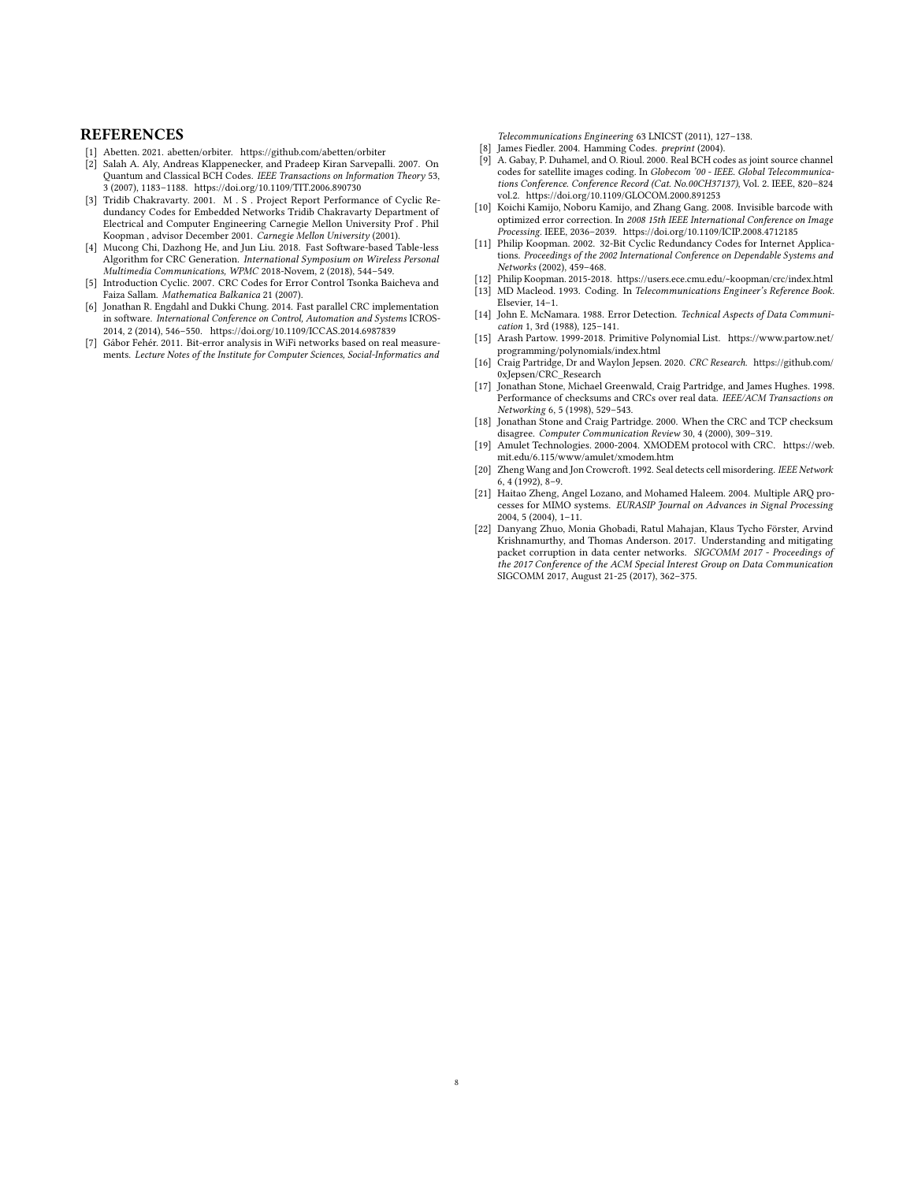## REFERENCES

[1] Abetten. 2021. abetten/orbiter. https://github.com/abetten/orbiter

[2] Salah A. Aly, Andreas Klappenecker, and Pradeep Kiran Sarvepalli. 2007. On Quantum and Classical BCH Codes. *IEEE Transactions on Information Theory* 53, 3 (2007), 1183–1188. https://doi.org/10.1109/TIT.2006.890730

[3] Tridib Chakravarty. 2001. M . S . Project Report Performance of Cyclic Redundancy Codes for Embedded Networks Tridib Chakravarty Department of Electrical and Computer Engineering Carnegie Mellon University Prof . Phil Koopman , advisor December 2001. *Carnegie Mellon University* (2001).

[4] Mucong Chi, Dazhong He, and Jun Liu. 2018. Fast Software-based Table-less Algorithm for CRC Generation. *International Symposium on Wireless Personal Multimedia Communications, WPMC* 2018-Novem, 2 (2018), 544–549.

[5] Introduction Cyclic. 2007. CRC Codes for Error Control Tsonka Baicheva and Faiza Sallam. *Mathematica Balkanica* 21 (2007).

[6] Jonathan R. Engdahl and Dukki Chung. 2014. Fast parallel CRC implementation in software. *International Conference on Control, Automation and Systems* ICROS-2014, 2 (2014), 546–550. https://doi.org/10.1109/ICCAS.2014.6987839

[7] Gábor Fehér. 2011. Bit-error analysis in WiFi networks based on real measurements. *Lecture Notes of the Institute for Computer Sciences, Social-Informatics and Telecommunications Engineering* 63 LNICST (2011), 127–138.

[8] James Fiedler. 2004. Hamming Codes. *preprint* (2004).

[9] A. Gabay, P. Duhamel, and O. Rioul. 2000. Real BCH codes as joint source channel codes for satellite images coding. In *Globecom '00 - IEEE. Global Telecommunications Conference. Conference Record (Cat. No.00CH37137)*, Vol. 2. IEEE, 820–824 vol.2. https://doi.org/10.1109/GLOCOM.2000.891253

[10] Koichi Kamijo, Noboru Kamijo, and Zhang Gang. 2008. Invisible barcode with optimized error correction. In *2008 15th IEEE International Conference on Image Processing*. IEEE, 2036–2039. https://doi.org/10.1109/ICIP.2008.4712185

[11] Philip Koopman. 2002. 32-Bit Cyclic Redundancy Codes for Internet Applications. *Proceedings of the 2002 International Conference on Dependable Systems and Networks* (2002), 459–468.

[12] Philip Koopman. 2015-2018. https://users.ece.cmu.edu/~koopman/crc/index.html

[13] MD Macleod. 1993. Coding. In *Telecommunications Engineer's Reference Book*. Elsevier, 14–1.

[14] John E. McNamara. 1988. Error Detection. *Technical Aspects of Data Communication* 1, 3rd (1988), 125–141.

[15] Arash Partow. 1999-2018. Primitive Polynomial List. https://www.partow.net/programming/polynomials/index.html

[16] Craig Partridge, Dr and Waylon Jepsen. 2020. *CRC Research*. https://github.com/0xJepsen/CRC_Research

[17] Jonathan Stone, Michael Greenwald, Craig Partridge, and James Hughes. 1998. Performance of checksums and CRCs over real data. *IEEE/ACM Transactions on Networking* 6, 5 (1998), 529–543.

[18] Jonathan Stone and Craig Partridge. 2000. When the CRC and TCP checksum disagree. *Computer Communication Review* 30, 4 (2000), 309–319.

[19] Amulet Technologies. 2000-2004. XMODEM protocol with CRC. https://web.mit.edu/6.115/www/amulet/xmodem.htm

[20] Zheng Wang and Jon Crowcroft. 1992. Seal detects cell misordering. *IEEE Network* 6, 4 (1992), 8–9.

[21] Haitao Zheng, Angel Lozano, and Mohamed Haleem. 2004. Multiple ARQ processes for MIMO systems. *EURASIP Journal on Advances in Signal Processing* 2004, 5 (2004), 1–11.

[22] Danyang Zhuo, Monia Ghobadi, Ratul Mahajan, Klaus Tycho Förster, Arvind Krishnamurthy, and Thomas Anderson. 2017. Understanding and mitigating packet corruption in data center networks. *SIGCOMM 2017 - Proceedings of the 2017 Conference of the ACM Special Interest Group on Data Communication* SIGCOMM 2017, August 21-25 (2017), 362–375.